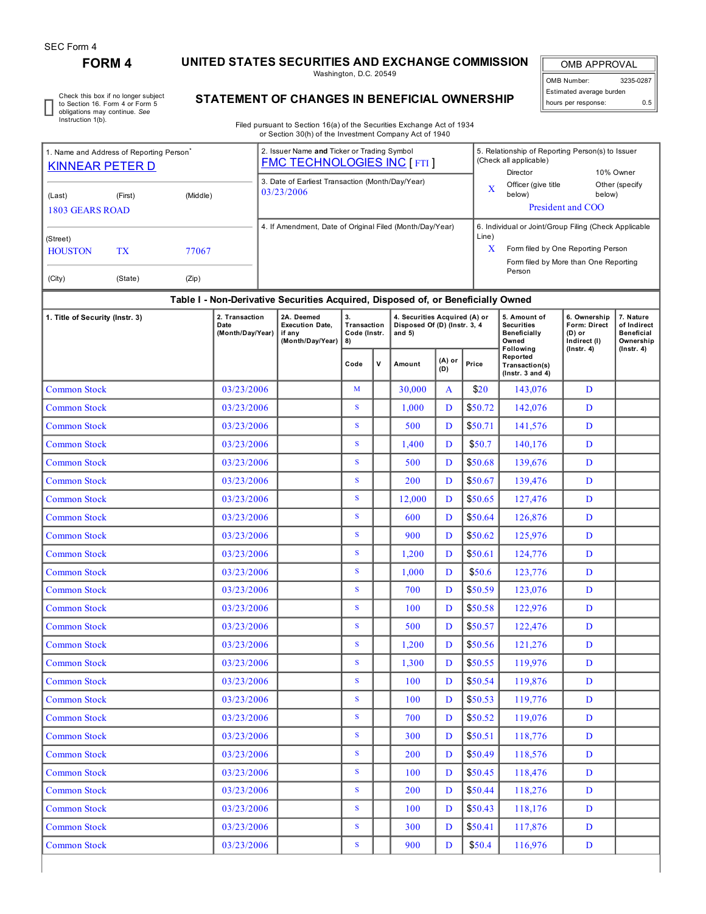SEC Form 4

# FORM 4

## UNITED STATES SECURITIES AND EXCHANGE COMMISSION

Washington, D.C. 20549

## STATEMENT OF CHANGES IN BENEFICIAL OWNERSHIP

Filed pursuant to Section 16(a) of the Securities Exchange Act of 1934
or Section 30(h) of the Investment Company Act of 1940

| OMB APPROVAL | |
|---|---|
| OMB Number: | 3235-0287 |
| Estimated average burden | |
| hours per response: | 0.5 |

☐ Check this box if no longer subject to Section 16. Form 4 or Form 5 obligations may continue. *See* Instruction 1(b).

1. Name and Address of Reporting Person*
KINNEAR PETER D
(Last) (First) (Middle)
1803 GEARS ROAD
(Street)
HOUSTON TX 77067
(City) (State) (Zip)

2. Issuer Name **and** Ticker or Trading Symbol
FMC TECHNOLOGIES INC [ FTI ]

3. Date of Earliest Transaction (Month/Day/Year)
03/23/2006

4. If Amendment, Date of Original Filed (Month/Day/Year)

5. Relationship of Reporting Person(s) to Issuer (Check all applicable)
Director
10% Owner
X Officer (give title below)
Other (specify below)
President and COO

6. Individual or Joint/Group Filing (Check Applicable Line)
X Form filed by One Reporting Person
Form filed by More than One Reporting Person

**Table I - Non-Derivative Securities Acquired, Disposed of, or Beneficially Owned**

| 1. Title of Security (Instr. 3) | 2. Transaction Date (Month/Day/Year) | 2A. Deemed Execution Date, if any (Month/Day/Year) | 3. Transaction Code (Instr. 8) | | 4. Securities Acquired (A) or Disposed Of (D) (Instr. 3, 4 and 5) | | | 5. Amount of Securities Beneficially Owned Following Reported Transaction(s) (Instr. 3 and 4) | 6. Ownership Form: Direct (D) or Indirect (I) (Instr. 4) | 7. Nature of Indirect Beneficial Ownership (Instr. 4) |
|---|---|---|---|---|---|---|---|---|---|---|
| | | | Code | V | Amount | (A) or (D) | Price | | | |
| Common Stock | 03/23/2006 | | M | | 30,000 | A | $20 | 143,076 | D | |
| Common Stock | 03/23/2006 | | S | | 1,000 | D | $50.72 | 142,076 | D | |
| Common Stock | 03/23/2006 | | S | | 500 | D | $50.71 | 141,576 | D | |
| Common Stock | 03/23/2006 | | S | | 1,400 | D | $50.7 | 140,176 | D | |
| Common Stock | 03/23/2006 | | S | | 500 | D | $50.68 | 139,676 | D | |
| Common Stock | 03/23/2006 | | S | | 200 | D | $50.67 | 139,476 | D | |
| Common Stock | 03/23/2006 | | S | | 12,000 | D | $50.65 | 127,476 | D | |
| Common Stock | 03/23/2006 | | S | | 600 | D | $50.64 | 126,876 | D | |
| Common Stock | 03/23/2006 | | S | | 900 | D | $50.62 | 125,976 | D | |
| Common Stock | 03/23/2006 | | S | | 1,200 | D | $50.61 | 124,776 | D | |
| Common Stock | 03/23/2006 | | S | | 1,000 | D | $50.6 | 123,776 | D | |
| Common Stock | 03/23/2006 | | S | | 700 | D | $50.59 | 123,076 | D | |
| Common Stock | 03/23/2006 | | S | | 100 | D | $50.58 | 122,976 | D | |
| Common Stock | 03/23/2006 | | S | | 500 | D | $50.57 | 122,476 | D | |
| Common Stock | 03/23/2006 | | S | | 1,200 | D | $50.56 | 121,276 | D | |
| Common Stock | 03/23/2006 | | S | | 1,300 | D | $50.55 | 119,976 | D | |
| Common Stock | 03/23/2006 | | S | | 100 | D | $50.54 | 119,876 | D | |
| Common Stock | 03/23/2006 | | S | | 100 | D | $50.53 | 119,776 | D | |
| Common Stock | 03/23/2006 | | S | | 700 | D | $50.52 | 119,076 | D | |
| Common Stock | 03/23/2006 | | S | | 300 | D | $50.51 | 118,776 | D | |
| Common Stock | 03/23/2006 | | S | | 200 | D | $50.49 | 118,576 | D | |
| Common Stock | 03/23/2006 | | S | | 100 | D | $50.45 | 118,476 | D | |
| Common Stock | 03/23/2006 | | S | | 200 | D | $50.44 | 118,276 | D | |
| Common Stock | 03/23/2006 | | S | | 100 | D | $50.43 | 118,176 | D | |
| Common Stock | 03/23/2006 | | S | | 300 | D | $50.41 | 117,876 | D | |
| Common Stock | 03/23/2006 | | S | | 900 | D | $50.4 | 116,976 | D | |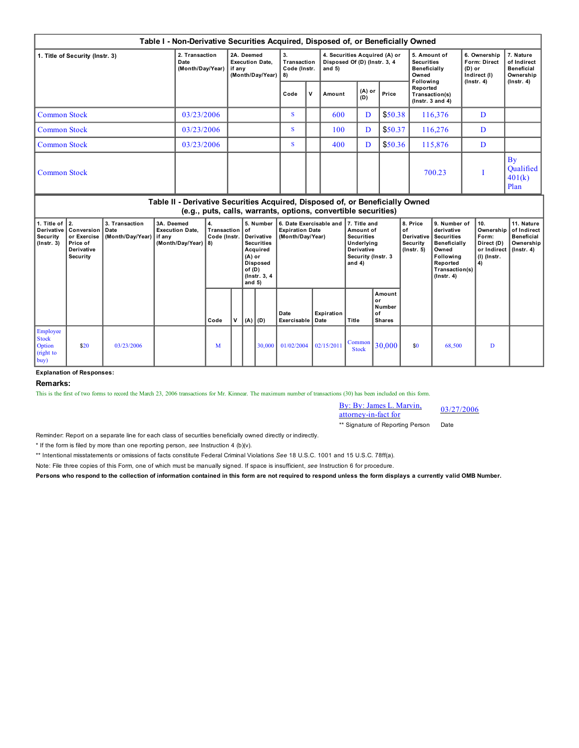## Table I - Non-Derivative Securities Acquired, Disposed of, or Beneficially Owned

| 1. Title of Security (Instr. 3) | 2. Transaction Date (Month/Day/Year) | 2A. Deemed Execution Date, if any (Month/Day/Year) | 3. Transaction Code (Instr. 8) | | 4. Securities Acquired (A) or Disposed Of (D) (Instr. 3, 4 and 5) | | | 5. Amount of Securities Beneficially Owned Following Reported Transaction(s) (Instr. 3 and 4) | 6. Ownership Form: Direct (D) or Indirect (I) (Instr. 4) | 7. Nature of Indirect Beneficial Ownership (Instr. 4) |
|---|---|---|---|---|---|---|---|---|---|---|
| | | | Code | V | Amount | (A) or (D) | Price | | | |
| Common Stock | 03/23/2006 | | S | | 600 | D | $50.38 | 116,376 | D | |
| Common Stock | 03/23/2006 | | S | | 100 | D | $50.37 | 116,276 | D | |
| Common Stock | 03/23/2006 | | S | | 400 | D | $50.36 | 115,876 | D | |
| Common Stock | | | | | | | | 700.23 | I | By Qualified 401(k) Plan |

## Table II - Derivative Securities Acquired, Disposed of, or Beneficially Owned (e.g., puts, calls, warrants, options, convertible securities)

| 1. Title of Derivative Security (Instr. 3) | 2. Conversion or Exercise Price of Derivative Security | 3. Transaction Date (Month/Day/Year) | 3A. Deemed Execution Date, if any (Month/Day/Year) | 4. Transaction Code (Instr. 8) | | 5. Number of Derivative Securities Acquired (A) or Disposed of (D) (Instr. 3, 4 and 5) | | 6. Date Exercisable and Expiration Date (Month/Day/Year) | | 7. Title and Amount of Securities Underlying Derivative Security (Instr. 3 and 4) | | 8. Price of Derivative Security (Instr. 5) | 9. Number of derivative Securities Beneficially Owned Following Reported Transaction(s) (Instr. 4) | 10. Ownership Form: Direct (D) or Indirect (I) (Instr. 4) | 11. Nature of Indirect Beneficial Ownership (Instr. 4) |
|---|---|---|---|---|---|---|---|---|---|---|---|---|---|---|---|
| | | | | Code | V | (A) | (D) | Date Exercisable | Expiration Date | Title | Amount or Number of Shares | | | | |
| Employee Stock Option (right to buy) | $20 | 03/23/2006 | | M | | | 30,000 | 01/02/2004 | 02/15/2011 | Common Stock | 30,000 | $0 | 68,500 | D | |

**Explanation of Responses:**

**Remarks:**

This is the first of two forms to record the March 23, 2006 transactions for Mr. Kinnear. The maximum number of transactions (30) has been included on this form.

By: By: James L. Marvin, attorney-in-fact for — 03/27/2006

** Signature of Reporting Person — Date

Reminder: Report on a separate line for each class of securities beneficially owned directly or indirectly.

\* If the form is filed by more than one reporting person, *see* Instruction 4 (b)(v).

** Intentional misstatements or omissions of facts constitute Federal Criminal Violations *See* 18 U.S.C. 1001 and 15 U.S.C. 78ff(a).

Note: File three copies of this Form, one of which must be manually signed. If space is insufficient, *see* Instruction 6 for procedure.

**Persons who respond to the collection of information contained in this form are not required to respond unless the form displays a currently valid OMB Number.**